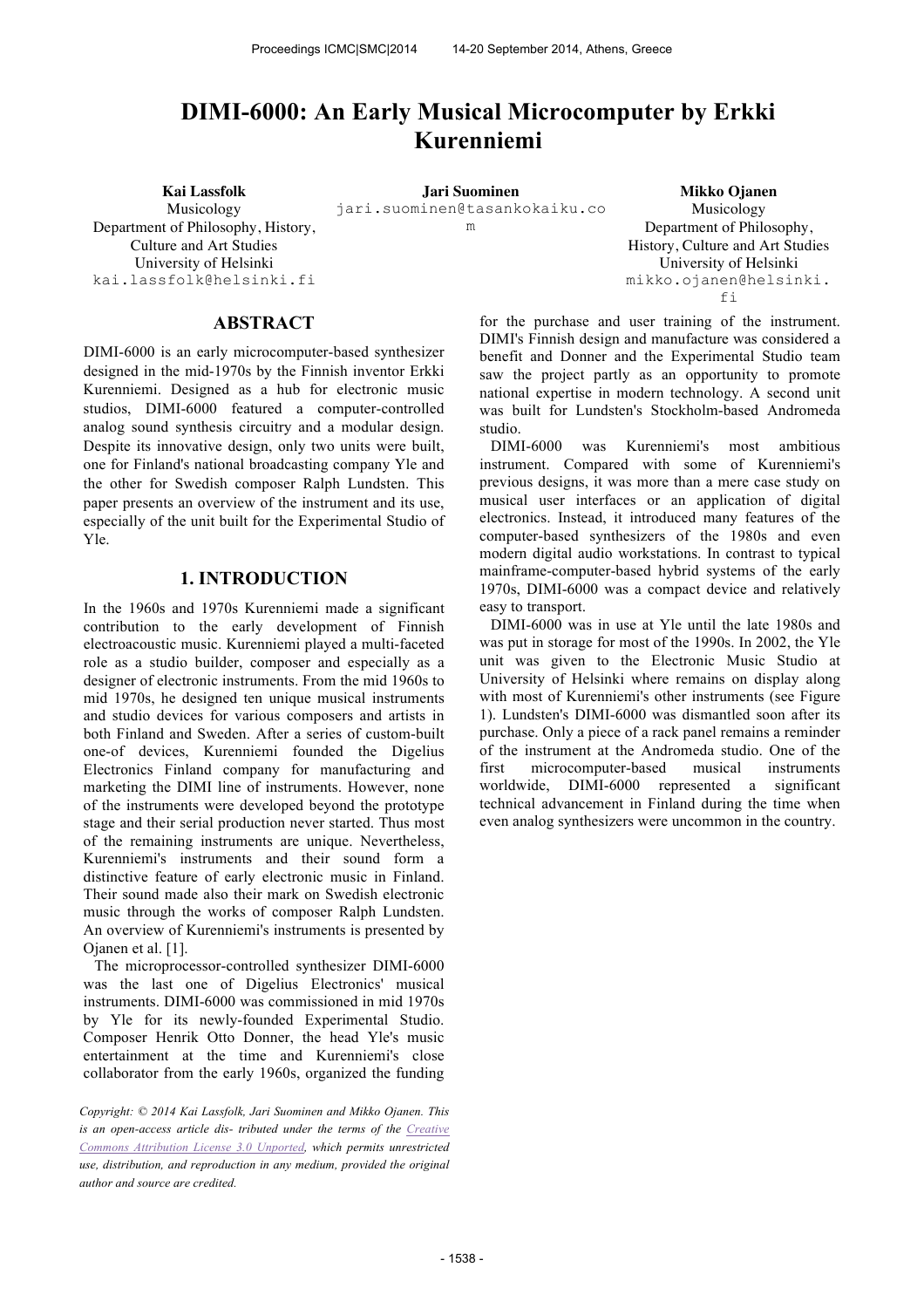# DIMI-6000: An Early Musical Microcomputer by Erkki Kurenniemi

**Kai Lassfolk**
Musicology
Department of Philosophy, History, Culture and Art Studies
University of Helsinki
kai.lassfolk@helsinki.fi

**Jari Suominen**
jari.suominen@tasankokaiku.com

**Mikko Ojanen**
Musicology
Department of Philosophy, History, Culture and Art Studies
University of Helsinki
mikko.ojanen@helsinki.fi

## ABSTRACT

DIMI-6000 is an early microcomputer-based synthesizer designed in the mid-1970s by the Finnish inventor Erkki Kurenniemi. Designed as a hub for electronic music studios, DIMI-6000 featured a computer-controlled analog sound synthesis circuitry and a modular design. Despite its innovative design, only two units were built, one for Finland's national broadcasting company Yle and the other for Swedish composer Ralph Lundsten. This paper presents an overview of the instrument and its use, especially of the unit built for the Experimental Studio of Yle.

## 1. INTRODUCTION

In the 1960s and 1970s Kurenniemi made a significant contribution to the early development of Finnish electroacoustic music. Kurenniemi played a multi-faceted role as a studio builder, composer and especially as a designer of electronic instruments. From the mid 1960s to mid 1970s, he designed ten unique musical instruments and studio devices for various composers and artists in both Finland and Sweden. After a series of custom-built one-of devices, Kurenniemi founded the Digelius Electronics Finland company for manufacturing and marketing the DIMI line of instruments. However, none of the instruments were developed beyond the prototype stage and their serial production never started. Thus most of the remaining instruments are unique. Nevertheless, Kurenniemi's instruments and their sound form a distinctive feature of early electronic music in Finland. Their sound made also their mark on Swedish electronic music through the works of composer Ralph Lundsten. An overview of Kurenniemi's instruments is presented by Ojanen et al. [1].

The microprocessor-controlled synthesizer DIMI-6000 was the last one of Digelius Electronics' musical instruments. DIMI-6000 was commissioned in mid 1970s by Yle for its newly-founded Experimental Studio. Composer Henrik Otto Donner, the head Yle's music entertainment at the time and Kurenniemi's close collaborator from the early 1960s, organized the funding for the purchase and user training of the instrument. DIMI's Finnish design and manufacture was considered a benefit and Donner and the Experimental Studio team saw the project partly as an opportunity to promote national expertise in modern technology. A second unit was built for Lundsten's Stockholm-based Andromeda studio.

DIMI-6000 was Kurenniemi's most ambitious instrument. Compared with some of Kurenniemi's previous designs, it was more than a mere case study on musical user interfaces or an application of digital electronics. Instead, it introduced many features of the computer-based synthesizers of the 1980s and even modern digital audio workstations. In contrast to typical mainframe-computer-based hybrid systems of the early 1970s, DIMI-6000 was a compact device and relatively easy to transport.

DIMI-6000 was in use at Yle until the late 1980s and was put in storage for most of the 1990s. In 2002, the Yle unit was given to the Electronic Music Studio at University of Helsinki where remains on display along with most of Kurenniemi's other instruments (see Figure 1). Lundsten's DIMI-6000 was dismantled soon after its purchase. Only a piece of a rack panel remains a reminder of the instrument at the Andromeda studio. One of the first microcomputer-based musical instruments worldwide, DIMI-6000 represented a significant technical advancement in Finland during the time when even analog synthesizers were uncommon in the country.

*Copyright: © 2014 Kai Lassfolk, Jari Suominen and Mikko Ojanen. This is an open-access article dis- tributed under the terms of the Creative Commons Attribution License 3.0 Unported, which permits unrestricted use, distribution, and reproduction in any medium, provided the original author and source are credited.*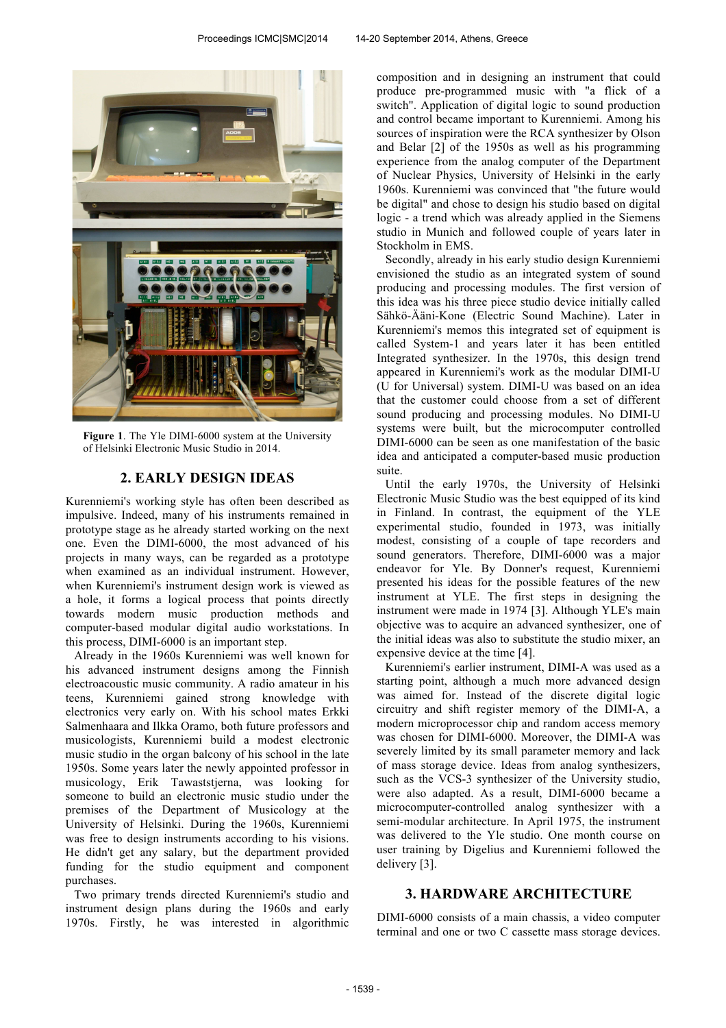**Figure 1**. The Yle DIMI-6000 system at the University of Helsinki Electronic Music Studio in 2014.

## 2. EARLY DESIGN IDEAS

Kurenniemi's working style has often been described as impulsive. Indeed, many of his instruments remained in prototype stage as he already started working on the next one. Even the DIMI-6000, the most advanced of his projects in many ways, can be regarded as a prototype when examined as an individual instrument. However, when Kurenniemi's instrument design work is viewed as a hole, it forms a logical process that points directly towards modern music production methods and computer-based modular digital audio workstations. In this process, DIMI-6000 is an important step.

Already in the 1960s Kurenniemi was well known for his advanced instrument designs among the Finnish electroacoustic music community. A radio amateur in his teens, Kurenniemi gained strong knowledge with electronics very early on. With his school mates Erkki Salmenhaara and Ilkka Oramo, both future professors and musicologists, Kurenniemi build a modest electronic music studio in the organ balcony of his school in the late 1950s. Some years later the newly appointed professor in musicology, Erik Tawaststjerna, was looking for someone to build an electronic music studio under the premises of the Department of Musicology at the University of Helsinki. During the 1960s, Kurenniemi was free to design instruments according to his visions. He didn't get any salary, but the department provided funding for the studio equipment and component purchases.

Two primary trends directed Kurenniemi's studio and instrument design plans during the 1960s and early 1970s. Firstly, he was interested in algorithmic composition and in designing an instrument that could produce pre-programmed music with "a flick of a switch". Application of digital logic to sound production and control became important to Kurenniemi. Among his sources of inspiration were the RCA synthesizer by Olson and Belar [2] of the 1950s as well as his programming experience from the analog computer of the Department of Nuclear Physics, University of Helsinki in the early 1960s. Kurenniemi was convinced that "the future would be digital" and chose to design his studio based on digital logic - a trend which was already applied in the Siemens studio in Munich and followed couple of years later in Stockholm in EMS.

Secondly, already in his early studio design Kurenniemi envisioned the studio as an integrated system of sound producing and processing modules. The first version of this idea was his three piece studio device initially called Sähkö-Ääni-Kone (Electric Sound Machine). Later in Kurenniemi's memos this integrated set of equipment is called System-1 and years later it has been entitled Integrated synthesizer. In the 1970s, this design trend appeared in Kurenniemi's work as the modular DIMI-U (U for Universal) system. DIMI-U was based on an idea that the customer could choose from a set of different sound producing and processing modules. No DIMI-U systems were built, but the microcomputer controlled DIMI-6000 can be seen as one manifestation of the basic idea and anticipated a computer-based music production suite.

Until the early 1970s, the University of Helsinki Electronic Music Studio was the best equipped of its kind in Finland. In contrast, the equipment of the YLE experimental studio, founded in 1973, was initially modest, consisting of a couple of tape recorders and sound generators. Therefore, DIMI-6000 was a major endeavor for Yle. By Donner's request, Kurenniemi presented his ideas for the possible features of the new instrument at YLE. The first steps in designing the instrument were made in 1974 [3]. Although YLE's main objective was to acquire an advanced synthesizer, one of the initial ideas was also to substitute the studio mixer, an expensive device at the time [4].

Kurenniemi's earlier instrument, DIMI-A was used as a starting point, although a much more advanced design was aimed for. Instead of the discrete digital logic circuitry and shift register memory of the DIMI-A, a modern microprocessor chip and random access memory was chosen for DIMI-6000. Moreover, the DIMI-A was severely limited by its small parameter memory and lack of mass storage device. Ideas from analog synthesizers, such as the VCS-3 synthesizer of the University studio, were also adapted. As a result, DIMI-6000 became a microcomputer-controlled analog synthesizer with a semi-modular architecture. In April 1975, the instrument was delivered to the Yle studio. One month course on user training by Digelius and Kurenniemi followed the delivery [3].

## 3. HARDWARE ARCHITECTURE

DIMI-6000 consists of a main chassis, a video computer terminal and one or two C cassette mass storage devices.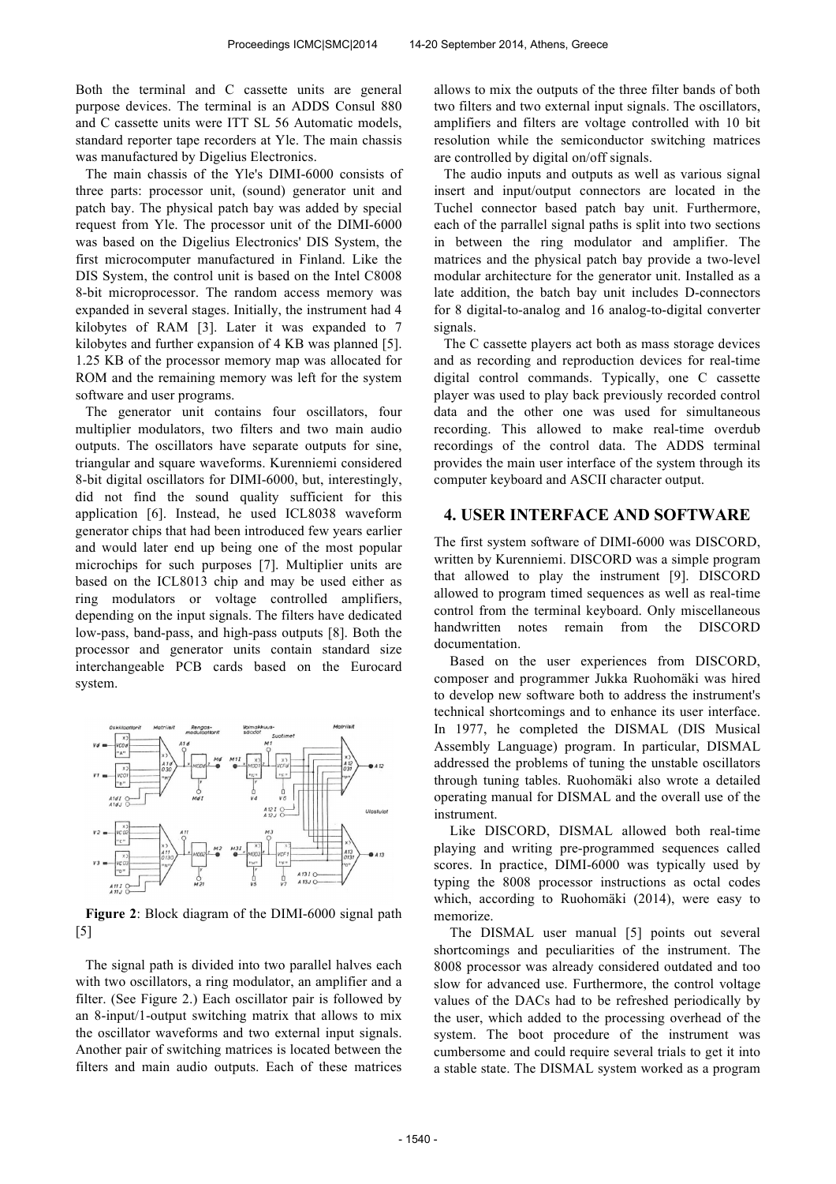Both the terminal and C cassette units are general purpose devices. The terminal is an ADDS Consul 880 and C cassette units were ITT SL 56 Automatic models, standard reporter tape recorders at Yle. The main chassis was manufactured by Digelius Electronics.

The main chassis of the Yle's DIMI-6000 consists of three parts: processor unit, (sound) generator unit and patch bay. The physical patch bay was added by special request from Yle. The processor unit of the DIMI-6000 was based on the Digelius Electronics' DIS System, the first microcomputer manufactured in Finland. Like the DIS System, the control unit is based on the Intel C8008 8-bit microprocessor. The random access memory was expanded in several stages. Initially, the instrument had 4 kilobytes of RAM [3]. Later it was expanded to 7 kilobytes and further expansion of 4 KB was planned [5]. 1.25 KB of the processor memory map was allocated for ROM and the remaining memory was left for the system software and user programs.

The generator unit contains four oscillators, four multiplier modulators, two filters and two main audio outputs. The oscillators have separate outputs for sine, triangular and square waveforms. Kurenniemi considered 8-bit digital oscillators for DIMI-6000, but, interestingly, did not find the sound quality sufficient for this application [6]. Instead, he used ICL8038 waveform generator chips that had been introduced few years earlier and would later end up being one of the most popular microchips for such purposes [7]. Multiplier units are based on the ICL8013 chip and may be used either as ring modulators or voltage controlled amplifiers, depending on the input signals. The filters have dedicated low-pass, band-pass, and high-pass outputs [8]. Both the processor and generator units contain standard size interchangeable PCB cards based on the Eurocard system.

**Figure 2**: Block diagram of the DIMI-6000 signal path [5]

The signal path is divided into two parallel halves each with two oscillators, a ring modulator, an amplifier and a filter. (See Figure 2.) Each oscillator pair is followed by an 8-input/1-output switching matrix that allows to mix the oscillator waveforms and two external input signals. Another pair of switching matrices is located between the filters and main audio outputs. Each of these matrices allows to mix the outputs of the three filter bands of both two filters and two external input signals. The oscillators, amplifiers and filters are voltage controlled with 10 bit resolution while the semiconductor switching matrices are controlled by digital on/off signals.

The audio inputs and outputs as well as various signal insert and input/output connectors are located in the Tuchel connector based patch bay unit. Furthermore, each of the parrallel signal paths is split into two sections in between the ring modulator and amplifier. The matrices and the physical patch bay provide a two-level modular architecture for the generator unit. Installed as a late addition, the batch bay unit includes D-connectors for 8 digital-to-analog and 16 analog-to-digital converter signals.

The C cassette players act both as mass storage devices and as recording and reproduction devices for real-time digital control commands. Typically, one C cassette player was used to play back previously recorded control data and the other one was used for simultaneous recording. This allowed to make real-time overdub recordings of the control data. The ADDS terminal provides the main user interface of the system through its computer keyboard and ASCII character output.

## 4. USER INTERFACE AND SOFTWARE

The first system software of DIMI-6000 was DISCORD, written by Kurenniemi. DISCORD was a simple program that allowed to play the instrument [9]. DISCORD allowed to program timed sequences as well as real-time control from the terminal keyboard. Only miscellaneous handwritten notes remain from the DISCORD documentation.

Based on the user experiences from DISCORD, composer and programmer Jukka Ruohomäki was hired to develop new software both to address the instrument's technical shortcomings and to enhance its user interface. In 1977, he completed the DISMAL (DIS Musical Assembly Language) program. In particular, DISMAL addressed the problems of tuning the unstable oscillators through tuning tables. Ruohomäki also wrote a detailed operating manual for DISMAL and the overall use of the instrument.

Like DISCORD, DISMAL allowed both real-time playing and writing pre-programmed sequences called scores. In practice, DIMI-6000 was typically used by typing the 8008 processor instructions as octal codes which, according to Ruohomäki (2014), were easy to memorize.

The DISMAL user manual [5] points out several shortcomings and peculiarities of the instrument. The 8008 processor was already considered outdated and too slow for advanced use. Furthermore, the control voltage values of the DACs had to be refreshed periodically by the user, which added to the processing overhead of the system. The boot procedure of the instrument was cumbersome and could require several trials to get it into a stable state. The DISMAL system worked as a program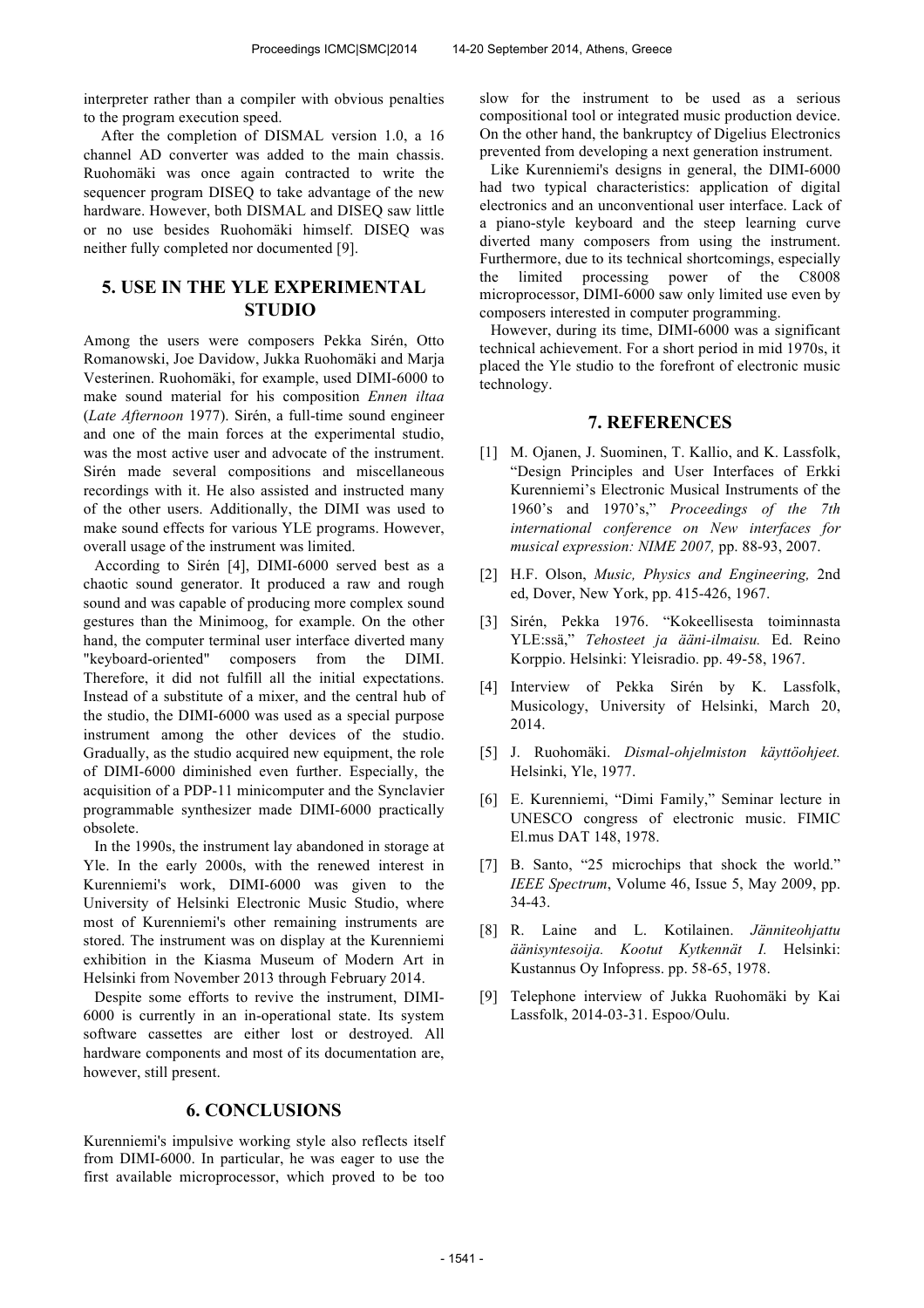interpreter rather than a compiler with obvious penalties to the program execution speed.

After the completion of DISMAL version 1.0, a 16 channel AD converter was added to the main chassis. Ruohomäki was once again contracted to write the sequencer program DISEQ to take advantage of the new hardware. However, both DISMAL and DISEQ saw little or no use besides Ruohomäki himself. DISEQ was neither fully completed nor documented [9].

## 5. USE IN THE YLE EXPERIMENTAL STUDIO

Among the users were composers Pekka Sirén, Otto Romanowski, Joe Davidow, Jukka Ruohomäki and Marja Vesterinen. Ruohomäki, for example, used DIMI-6000 to make sound material for his composition *Ennen iltaa* (*Late Afternoon* 1977). Sirén, a full-time sound engineer and one of the main forces at the experimental studio, was the most active user and advocate of the instrument. Sirén made several compositions and miscellaneous recordings with it. He also assisted and instructed many of the other users. Additionally, the DIMI was used to make sound effects for various YLE programs. However, overall usage of the instrument was limited.

According to Sirén [4], DIMI-6000 served best as a chaotic sound generator. It produced a raw and rough sound and was capable of producing more complex sound gestures than the Minimoog, for example. On the other hand, the computer terminal user interface diverted many "keyboard-oriented" composers from the DIMI. Therefore, it did not fulfill all the initial expectations. Instead of a substitute of a mixer, and the central hub of the studio, the DIMI-6000 was used as a special purpose instrument among the other devices of the studio. Gradually, as the studio acquired new equipment, the role of DIMI-6000 diminished even further. Especially, the acquisition of a PDP-11 minicomputer and the Synclavier programmable synthesizer made DIMI-6000 practically obsolete.

In the 1990s, the instrument lay abandoned in storage at Yle. In the early 2000s, with the renewed interest in Kurenniemi's work, DIMI-6000 was given to the University of Helsinki Electronic Music Studio, where most of Kurenniemi's other remaining instruments are stored. The instrument was on display at the Kurenniemi exhibition in the Kiasma Museum of Modern Art in Helsinki from November 2013 through February 2014.

Despite some efforts to revive the instrument, DIMI-6000 is currently in an in-operational state. Its system software cassettes are either lost or destroyed. All hardware components and most of its documentation are, however, still present.

## 6. CONCLUSIONS

Kurenniemi's impulsive working style also reflects itself from DIMI-6000. In particular, he was eager to use the first available microprocessor, which proved to be too slow for the instrument to be used as a serious compositional tool or integrated music production device. On the other hand, the bankruptcy of Digelius Electronics prevented from developing a next generation instrument.

Like Kurenniemi's designs in general, the DIMI-6000 had two typical characteristics: application of digital electronics and an unconventional user interface. Lack of a piano-style keyboard and the steep learning curve diverted many composers from using the instrument. Furthermore, due to its technical shortcomings, especially the limited processing power of the C8008 microprocessor, DIMI-6000 saw only limited use even by composers interested in computer programming.

However, during its time, DIMI-6000 was a significant technical achievement. For a short period in mid 1970s, it placed the Yle studio to the forefront of electronic music technology.

## 7. REFERENCES

[1] M. Ojanen, J. Suominen, T. Kallio, and K. Lassfolk, "Design Principles and User Interfaces of Erkki Kurenniemi's Electronic Musical Instruments of the 1960's and 1970's," *Proceedings of the 7th international conference on New interfaces for musical expression: NIME 2007,* pp. 88-93, 2007.

[2] H.F. Olson, *Music, Physics and Engineering,* 2nd ed, Dover, New York, pp. 415-426, 1967.

[3] Sirén, Pekka 1976. "Kokeellisesta toiminnasta YLE:ssä," *Tehosteet ja ääni-ilmaisu.* Ed. Reino Korppio. Helsinki: Yleisradio. pp. 49-58, 1967.

[4] Interview of Pekka Sirén by K. Lassfolk, Musicology, University of Helsinki, March 20, 2014.

[5] J. Ruohomäki. *Dismal-ohjelmiston käyttöohjeet.* Helsinki, Yle, 1977.

[6] E. Kurenniemi, "Dimi Family," Seminar lecture in UNESCO congress of electronic music. FIMIC El.mus DAT 148, 1978.

[7] B. Santo, "25 microchips that shock the world." *IEEE Spectrum*, Volume 46, Issue 5, May 2009, pp. 34-43.

[8] R. Laine and L. Kotilainen. *Jänniteohjattu äänisyntesoija. Kootut Kytkennät I.* Helsinki: Kustannus Oy Infopress. pp. 58-65, 1978.

[9] Telephone interview of Jukka Ruohomäki by Kai Lassfolk, 2014-03-31. Espoo/Oulu.